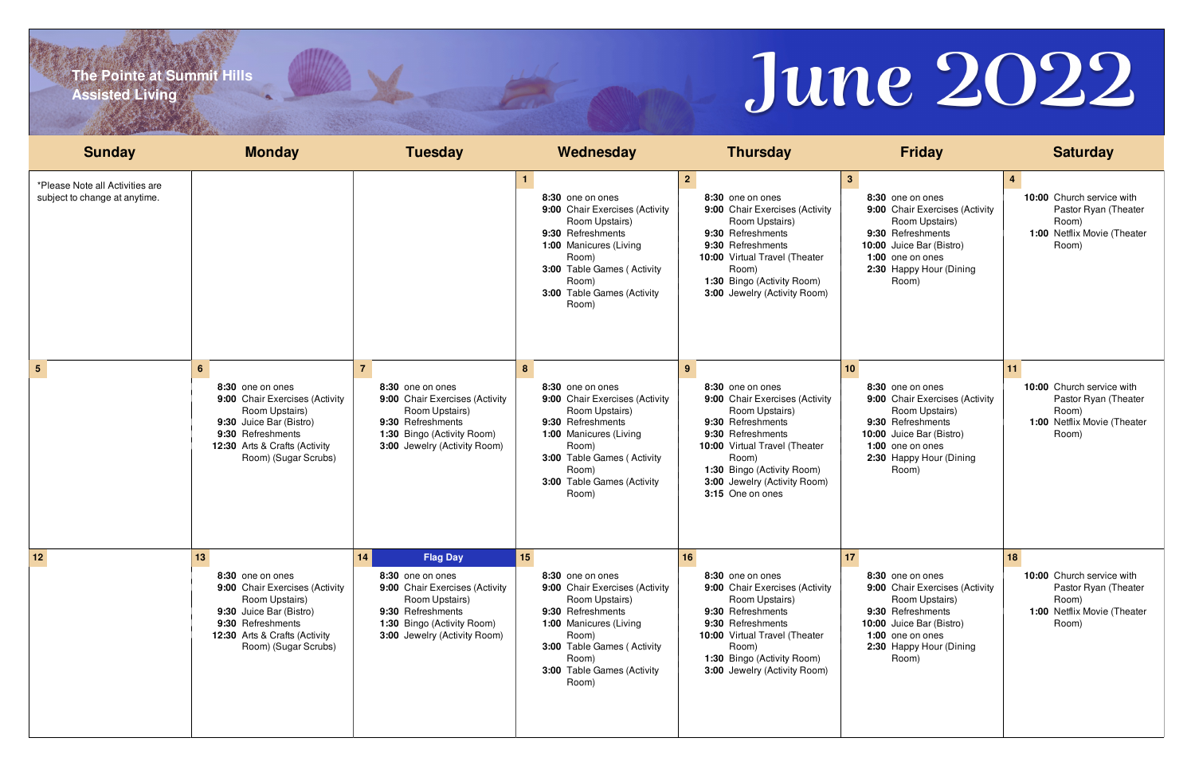The Pointe at Summit Hills Assisted Living

# June 2022

| Sunday | Monday | Tuesday | Wednesday | Thursday | Friday | Saturday |
|---|---|---|---|---|---|---|
| *Please Note all Activities are subject to change at anytime. | | | **1**<br>**8:30** one on ones<br>**9:00** Chair Exercises (Activity Room Upstairs)<br>**9:30** Refreshments<br>**1:00** Manicures (Living Room)<br>**3:00** Table Games ( Activity Room)<br>**3:00** Table Games (Activity Room) | **2**<br>**8:30** one on ones<br>**9:00** Chair Exercises (Activity Room Upstairs)<br>**9:30** Refreshments<br>**9:30** Refreshments<br>**10:00** Virtual Travel (Theater Room)<br>**1:30** Bingo (Activity Room)<br>**3:00** Jewelry (Activity Room) | **3**<br>**8:30** one on ones<br>**9:00** Chair Exercises (Activity Room Upstairs)<br>**9:30** Refreshments<br>**10:00** Juice Bar (Bistro)<br>**1:00** one on ones<br>**2:30** Happy Hour (Dining Room) | **4**<br>**10:00** Church service with Pastor Ryan (Theater Room)<br>**1:00** Netflix Movie (Theater Room) |
| **5** | **6**<br>**8:30** one on ones<br>**9:00** Chair Exercises (Activity Room Upstairs)<br>**9:30** Juice Bar (Bistro)<br>**9:30** Refreshments<br>**12:30** Arts & Crafts (Activity Room) (Sugar Scrubs) | **7**<br>**8:30** one on ones<br>**9:00** Chair Exercises (Activity Room Upstairs)<br>**9:30** Refreshments<br>**1:30** Bingo (Activity Room)<br>**3:00** Jewelry (Activity Room) | **8**<br>**8:30** one on ones<br>**9:00** Chair Exercises (Activity Room Upstairs)<br>**9:30** Refreshments<br>**1:00** Manicures (Living Room)<br>**3:00** Table Games ( Activity Room)<br>**3:00** Table Games (Activity Room) | **9**<br>**8:30** one on ones<br>**9:00** Chair Exercises (Activity Room Upstairs)<br>**9:30** Refreshments<br>**9:30** Refreshments<br>**10:00** Virtual Travel (Theater Room)<br>**1:30** Bingo (Activity Room)<br>**3:00** Jewelry (Activity Room)<br>**3:15** One on ones | **10**<br>**8:30** one on ones<br>**9:00** Chair Exercises (Activity Room Upstairs)<br>**9:30** Refreshments<br>**10:00** Juice Bar (Bistro)<br>**1:00** one on ones<br>**2:30** Happy Hour (Dining Room) | **11**<br>**10:00** Church service with Pastor Ryan (Theater Room)<br>**1:00** Netflix Movie (Theater Room) |
| **12** | **13**<br>**8:30** one on ones<br>**9:00** Chair Exercises (Activity Room Upstairs)<br>**9:30** Juice Bar (Bistro)<br>**9:30** Refreshments<br>**12:30** Arts & Crafts (Activity Room) (Sugar Scrubs) | **14** **Flag Day**<br>**8:30** one on ones<br>**9:00** Chair Exercises (Activity Room Upstairs)<br>**9:30** Refreshments<br>**1:30** Bingo (Activity Room)<br>**3:00** Jewelry (Activity Room) | **15**<br>**8:30** one on ones<br>**9:00** Chair Exercises (Activity Room Upstairs)<br>**9:30** Refreshments<br>**1:00** Manicures (Living Room)<br>**3:00** Table Games ( Activity Room)<br>**3:00** Table Games (Activity Room) | **16**<br>**8:30** one on ones<br>**9:00** Chair Exercises (Activity Room Upstairs)<br>**9:30** Refreshments<br>**9:30** Refreshments<br>**10:00** Virtual Travel (Theater Room)<br>**1:30** Bingo (Activity Room)<br>**3:00** Jewelry (Activity Room) | **17**<br>**8:30** one on ones<br>**9:00** Chair Exercises (Activity Room Upstairs)<br>**9:30** Refreshments<br>**10:00** Juice Bar (Bistro)<br>**1:00** one on ones<br>**2:30** Happy Hour (Dining Room) | **18**<br>**10:00** Church service with Pastor Ryan (Theater Room)<br>**1:00** Netflix Movie (Theater Room) |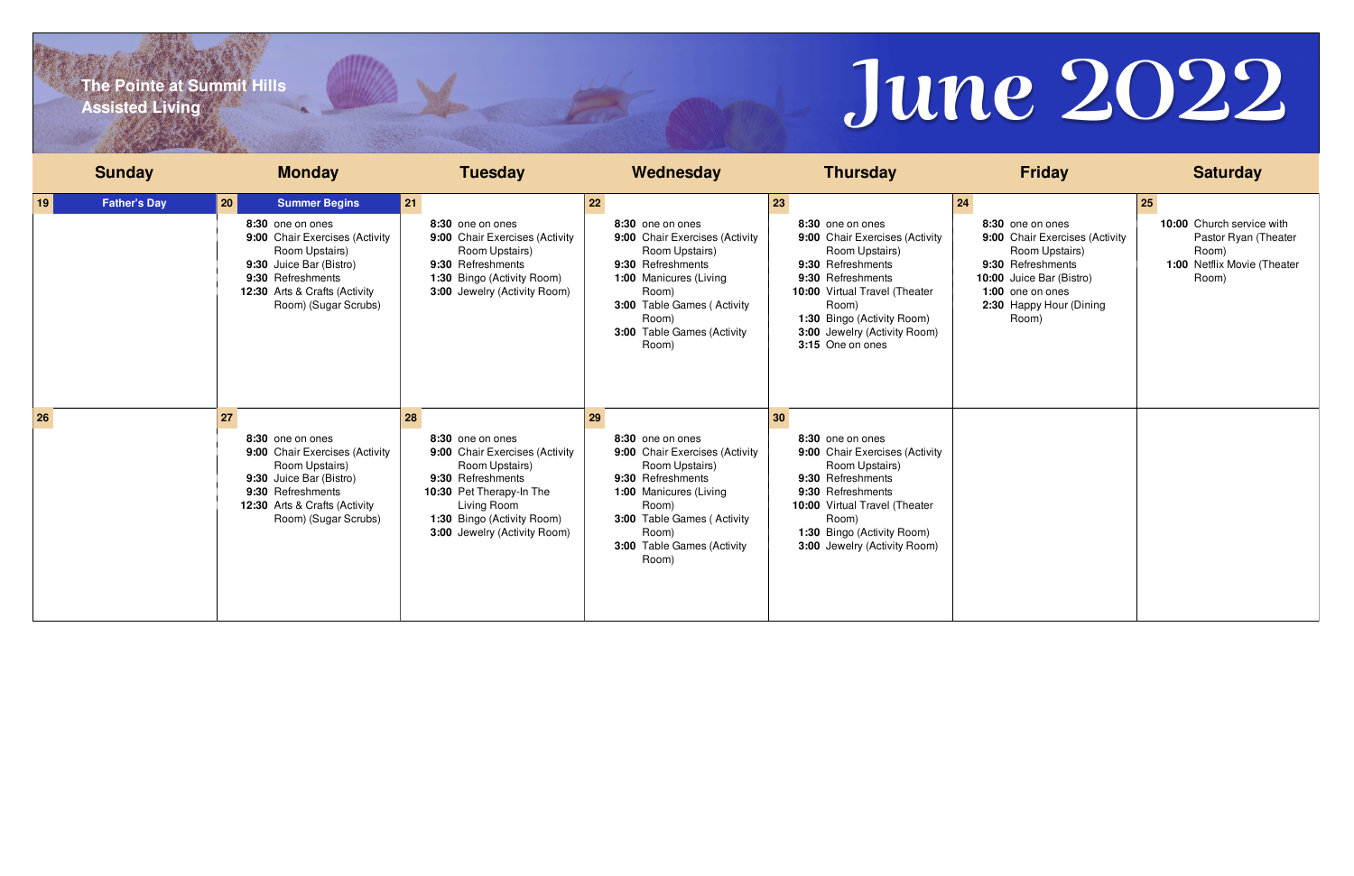The Pointe at Summit Hills
Assisted Living

# June 2022

| Sunday | Monday | Tuesday | Wednesday | Thursday | Friday | Saturday |
|---|---|---|---|---|---|---|
| 19 **Father's Day** | 20 **Summer Begins**<br>**8:30** one on ones<br>**9:00** Chair Exercises (Activity Room Upstairs)<br>**9:30** Juice Bar (Bistro)<br>**9:30** Refreshments<br>**12:30** Arts & Crafts (Activity Room) (Sugar Scrubs) | 21<br>**8:30** one on ones<br>**9:00** Chair Exercises (Activity Room Upstairs)<br>**9:30** Refreshments<br>**1:30** Bingo (Activity Room)<br>**3:00** Jewelry (Activity Room) | 22<br>**8:30** one on ones<br>**9:00** Chair Exercises (Activity Room Upstairs)<br>**9:30** Refreshments<br>**1:00** Manicures (Living Room)<br>**3:00** Table Games ( Activity Room)<br>**3:00** Table Games (Activity Room) | 23<br>**8:30** one on ones<br>**9:00** Chair Exercises (Activity Room Upstairs)<br>**9:30** Refreshments<br>**9:30** Refreshments<br>**10:00** Virtual Travel (Theater Room)<br>**1:30** Bingo (Activity Room)<br>**3:00** Jewelry (Activity Room)<br>**3:15** One on ones | 24<br>**8:30** one on ones<br>**9:00** Chair Exercises (Activity Room Upstairs)<br>**9:30** Refreshments<br>**10:00** Juice Bar (Bistro)<br>**1:00** one on ones<br>**2:30** Happy Hour (Dining Room) | 25<br>**10:00** Church service with Pastor Ryan (Theater Room)<br>**1:00** Netflix Movie (Theater Room) |
| 26 | 27<br>**8:30** one on ones<br>**9:00** Chair Exercises (Activity Room Upstairs)<br>**9:30** Juice Bar (Bistro)<br>**9:30** Refreshments<br>**12:30** Arts & Crafts (Activity Room) (Sugar Scrubs) | 28<br>**8:30** one on ones<br>**9:00** Chair Exercises (Activity Room Upstairs)<br>**9:30** Refreshments<br>**10:30** Pet Therapy-In The Living Room<br>**1:30** Bingo (Activity Room)<br>**3:00** Jewelry (Activity Room) | 29<br>**8:30** one on ones<br>**9:00** Chair Exercises (Activity Room Upstairs)<br>**9:30** Refreshments<br>**1:00** Manicures (Living Room)<br>**3:00** Table Games ( Activity Room)<br>**3:00** Table Games (Activity Room) | 30<br>**8:30** one on ones<br>**9:00** Chair Exercises (Activity Room Upstairs)<br>**9:30** Refreshments<br>**9:30** Refreshments<br>**10:00** Virtual Travel (Theater Room)<br>**1:30** Bingo (Activity Room)<br>**3:00** Jewelry (Activity Room) | | |